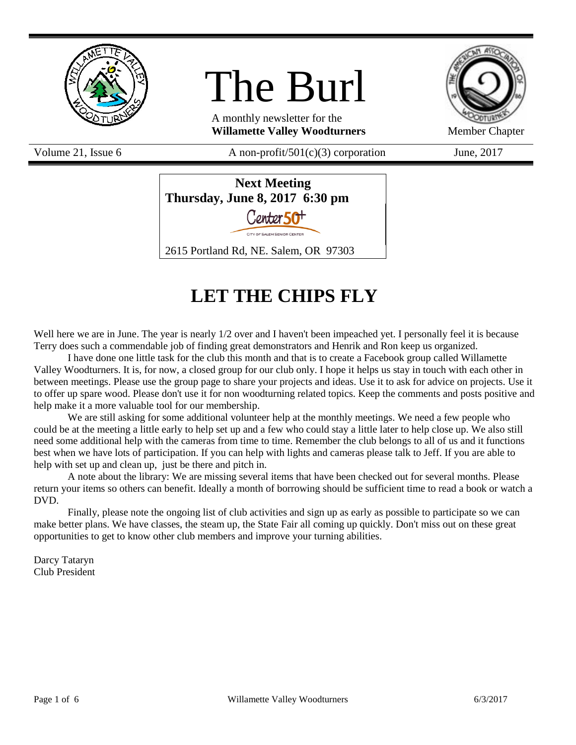# The Burl

A monthly newsletter for the **Willamette Valley Woodturners**

Member Chapter

Volume 21, Issue 6 | A non-profit/501(c)(3) corporation | June, 2017

**Next Meeting**
**Thursday, June 8, 2017 6:30 pm**

Center 50+

CITY OF SALEM SENIOR CENTER

2615 Portland Rd, NE. Salem, OR 97303

## LET THE CHIPS FLY

Well here we are in June. The year is nearly 1/2 over and I haven't been impeached yet. I personally feel it is because Terry does such a commendable job of finding great demonstrators and Henrik and Ron keep us organized.

I have done one little task for the club this month and that is to create a Facebook group called Willamette Valley Woodturners. It is, for now, a closed group for our club only. I hope it helps us stay in touch with each other in between meetings. Please use the group page to share your projects and ideas. Use it to ask for advice on projects. Use it to offer up spare wood. Please don't use it for non woodturning related topics. Keep the comments and posts positive and help make it a more valuable tool for our membership.

We are still asking for some additional volunteer help at the monthly meetings. We need a few people who could be at the meeting a little early to help set up and a few who could stay a little later to help close up. We also still need some additional help with the cameras from time to time. Remember the club belongs to all of us and it functions best when we have lots of participation. If you can help with lights and cameras please talk to Jeff. If you are able to help with set up and clean up, just be there and pitch in.

A note about the library: We are missing several items that have been checked out for several months. Please return your items so others can benefit. Ideally a month of borrowing should be sufficient time to read a book or watch a DVD.

Finally, please note the ongoing list of club activities and sign up as early as possible to participate so we can make better plans. We have classes, the steam up, the State Fair all coming up quickly. Don't miss out on these great opportunities to get to know other club members and improve your turning abilities.

Darcy Tataryn
Club President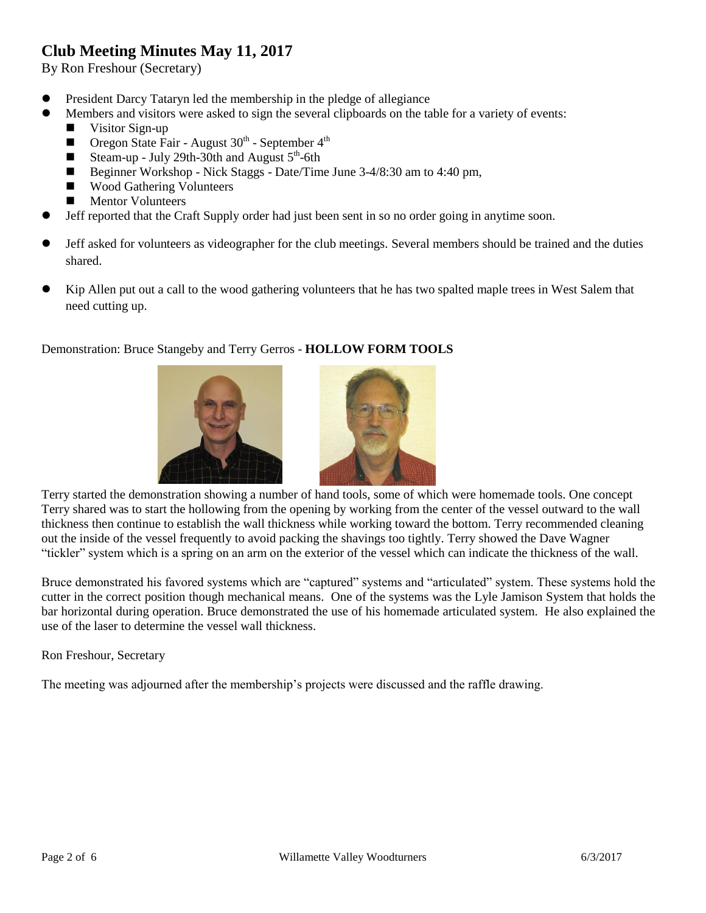## Club Meeting Minutes May 11, 2017

By Ron Freshour (Secretary)

- President Darcy Tataryn led the membership in the pledge of allegiance
- Members and visitors were asked to sign the several clipboards on the table for a variety of events:
  - Visitor Sign-up
  - Oregon State Fair - August 30th - September 4th
  - Steam-up - July 29th-30th and August 5th-6th
  - Beginner Workshop - Nick Staggs - Date/Time June 3-4/8:30 am to 4:40 pm,
  - Wood Gathering Volunteers
  - Mentor Volunteers
- Jeff reported that the Craft Supply order had just been sent in so no order going in anytime soon.
- Jeff asked for volunteers as videographer for the club meetings. Several members should be trained and the duties shared.
- Kip Allen put out a call to the wood gathering volunteers that he has two spalted maple trees in West Salem that need cutting up.

Demonstration: Bruce Stangeby and Terry Gerros - **HOLLOW FORM TOOLS**

Terry started the demonstration showing a number of hand tools, some of which were homemade tools. One concept Terry shared was to start the hollowing from the opening by working from the center of the vessel outward to the wall thickness then continue to establish the wall thickness while working toward the bottom. Terry recommended cleaning out the inside of the vessel frequently to avoid packing the shavings too tightly. Terry showed the Dave Wagner "tickler" system which is a spring on an arm on the exterior of the vessel which can indicate the thickness of the wall.

Bruce demonstrated his favored systems which are "captured" systems and "articulated" system. These systems hold the cutter in the correct position though mechanical means. One of the systems was the Lyle Jamison System that holds the bar horizontal during operation. Bruce demonstrated the use of his homemade articulated system. He also explained the use of the laser to determine the vessel wall thickness.

Ron Freshour, Secretary

The meeting was adjourned after the membership's projects were discussed and the raffle drawing.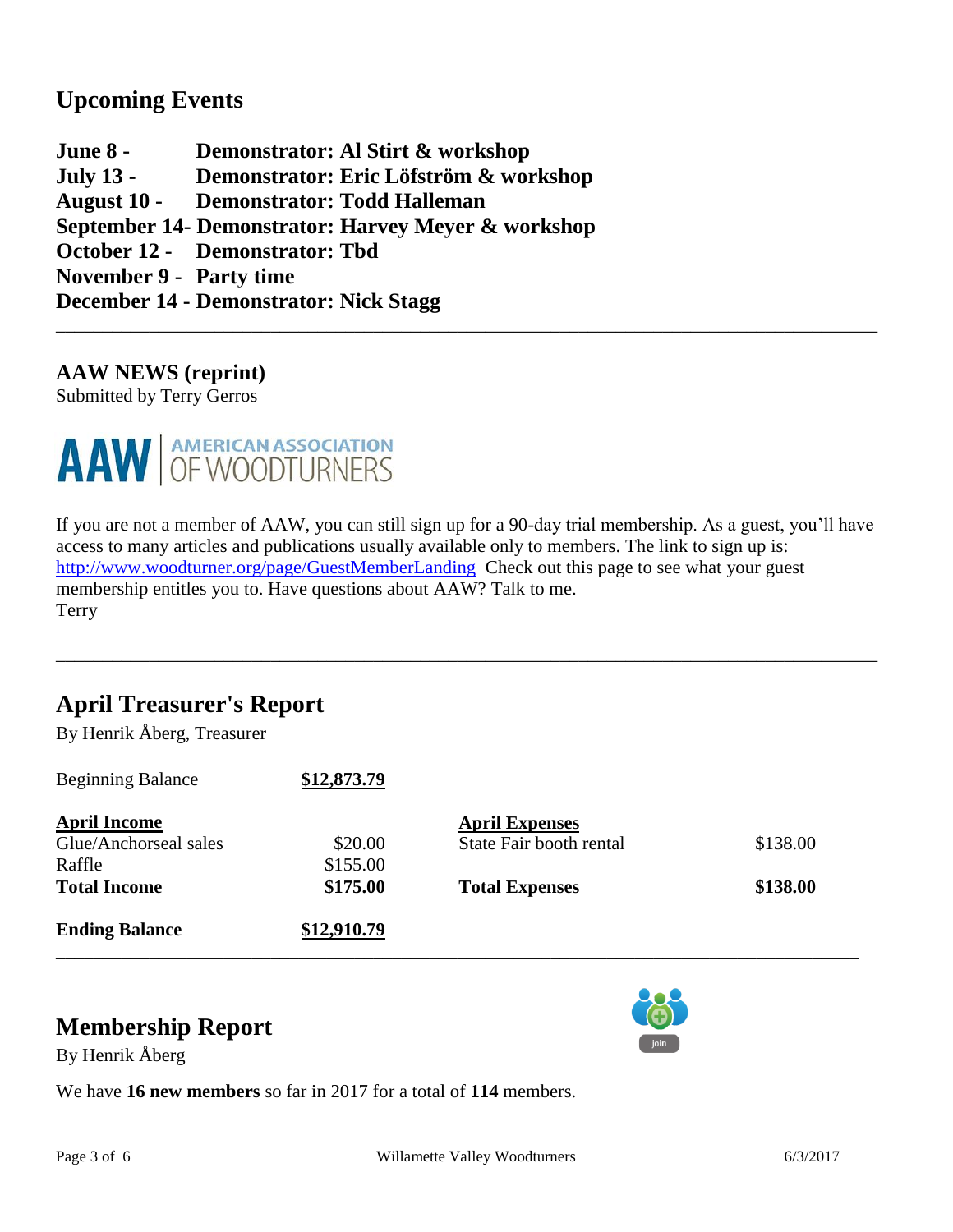## Upcoming Events

**June 8 - Demonstrator: Al Stirt & workshop**
**July 13 - Demonstrator: Eric Löfström & workshop**
**August 10 - Demonstrator: Todd Halleman**
**September 14- Demonstrator: Harvey Meyer & workshop**
**October 12 - Demonstrator: Tbd**
**November 9 - Party time**
**December 14 - Demonstrator: Nick Stagg**

---

### AAW NEWS (reprint)

Submitted by Terry Gerros

AAW | AMERICAN ASSOCIATION OF WOODTURNERS

If you are not a member of AAW, you can still sign up for a 90-day trial membership. As a guest, you'll have access to many articles and publications usually available only to members. The link to sign up is: http://www.woodturner.org/page/GuestMemberLanding Check out this page to see what your guest membership entitles you to. Have questions about AAW? Talk to me.
Terry

---

## April Treasurer's Report

By Henrik Åberg, Treasurer

| | | | |
|---|---|---|---|
| Beginning Balance | **$12,873.79** | | |
| **April Income** | | **April Expenses** | |
| Glue/Anchorseal sales | $20.00 | State Fair booth rental | $138.00 |
| Raffle | $155.00 | | |
| **Total Income** | **$175.00** | **Total Expenses** | **$138.00** |
| **Ending Balance** | **$12,910.79** | | |

---

## Membership Report

By Henrik Åberg

We have **16 new members** so far in 2017 for a total of **114** members.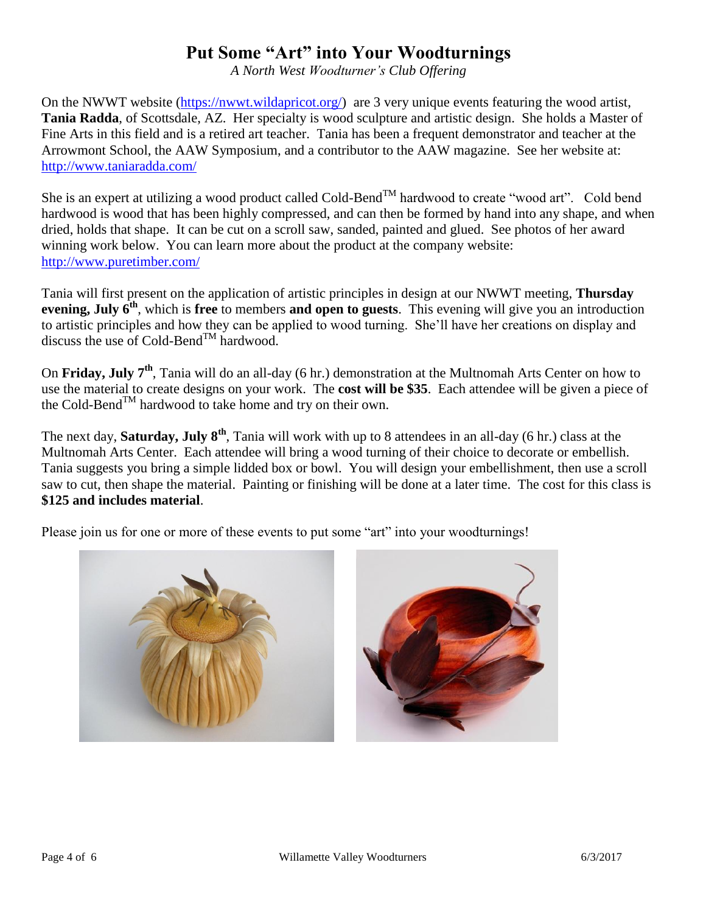# Put Some "Art" into Your Woodturnings

*A North West Woodturner's Club Offering*

On the NWWT website (https://nwwt.wildapricot.org/) are 3 very unique events featuring the wood artist, **Tania Radda**, of Scottsdale, AZ. Her specialty is wood sculpture and artistic design. She holds a Master of Fine Arts in this field and is a retired art teacher. Tania has been a frequent demonstrator and teacher at the Arrowmont School, the AAW Symposium, and a contributor to the AAW magazine. See her website at: http://www.taniaradda.com/

She is an expert at utilizing a wood product called Cold-Bend™ hardwood to create "wood art". Cold bend hardwood is wood that has been highly compressed, and can then be formed by hand into any shape, and when dried, holds that shape. It can be cut on a scroll saw, sanded, painted and glued. See photos of her award winning work below. You can learn more about the product at the company website: http://www.puretimber.com/

Tania will first present on the application of artistic principles in design at our NWWT meeting, **Thursday evening, July 6th**, which is **free** to members **and open to guests**. This evening will give you an introduction to artistic principles and how they can be applied to wood turning. She'll have her creations on display and discuss the use of Cold-Bend™ hardwood.

On **Friday, July 7th**, Tania will do an all-day (6 hr.) demonstration at the Multnomah Arts Center on how to use the material to create designs on your work. The **cost will be $35**. Each attendee will be given a piece of the Cold-Bend™ hardwood to take home and try on their own.

The next day, **Saturday, July 8th**, Tania will work with up to 8 attendees in an all-day (6 hr.) class at the Multnomah Arts Center. Each attendee will bring a wood turning of their choice to decorate or embellish. Tania suggests you bring a simple lidded box or bowl. You will design your embellishment, then use a scroll saw to cut, then shape the material. Painting or finishing will be done at a later time. The cost for this class is **$125 and includes material**.

Please join us for one or more of these events to put some "art" into your woodturnings!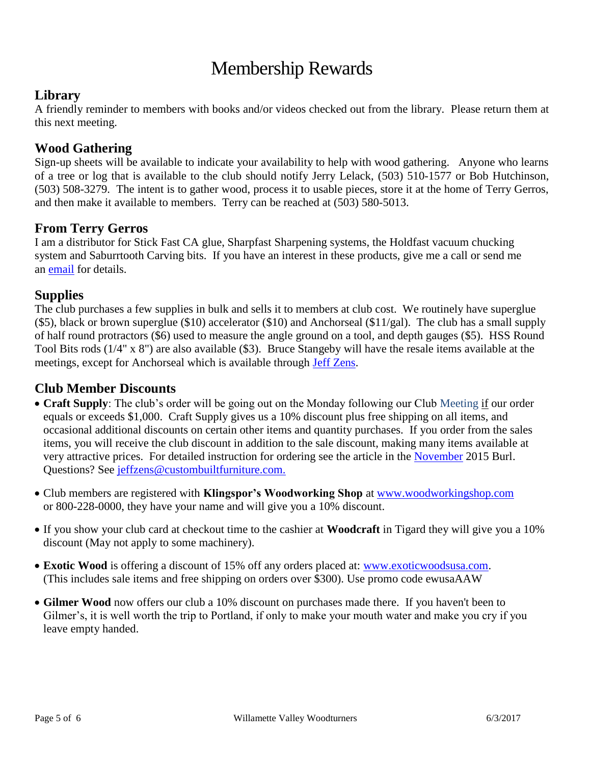# Membership Rewards

## Library

A friendly reminder to members with books and/or videos checked out from the library. Please return them at this next meeting.

## Wood Gathering

Sign-up sheets will be available to indicate your availability to help with wood gathering. Anyone who learns of a tree or log that is available to the club should notify Jerry Lelack, (503) 510-1577 or Bob Hutchinson, (503) 508-3279. The intent is to gather wood, process it to usable pieces, store it at the home of Terry Gerros, and then make it available to members. Terry can be reached at (503) 580-5013.

## From Terry Gerros

I am a distributor for Stick Fast CA glue, Sharpfast Sharpening systems, the Holdfast vacuum chucking system and Saburrtooth Carving bits. If you have an interest in these products, give me a call or send me an email for details.

## Supplies

The club purchases a few supplies in bulk and sells it to members at club cost. We routinely have superglue ($5), black or brown superglue ($10) accelerator ($10) and Anchorseal ($11/gal). The club has a small supply of half round protractors ($6) used to measure the angle ground on a tool, and depth gauges ($5). HSS Round Tool Bits rods (1/4" x 8") are also available ($3). Bruce Stangeby will have the resale items available at the meetings, except for Anchorseal which is available through Jeff Zens.

## Club Member Discounts

- **Craft Supply**: The club's order will be going out on the Monday following our Club Meeting if our order equals or exceeds $1,000. Craft Supply gives us a 10% discount plus free shipping on all items, and occasional additional discounts on certain other items and quantity purchases. If you order from the sales items, you will receive the club discount in addition to the sale discount, making many items available at very attractive prices. For detailed instruction for ordering see the article in the November 2015 Burl. Questions? See jeffzens@custombuiltfurniture.com.
- Club members are registered with **Klingspor's Woodworking Shop** at www.woodworkingshop.com or 800-228-0000, they have your name and will give you a 10% discount.
- If you show your club card at checkout time to the cashier at **Woodcraft** in Tigard they will give you a 10% discount (May not apply to some machinery).
- **Exotic Wood** is offering a discount of 15% off any orders placed at: www.exoticwoodsusa.com. (This includes sale items and free shipping on orders over $300). Use promo code ewusaAAW
- **Gilmer Wood** now offers our club a 10% discount on purchases made there. If you haven't been to Gilmer's, it is well worth the trip to Portland, if only to make your mouth water and make you cry if you leave empty handed.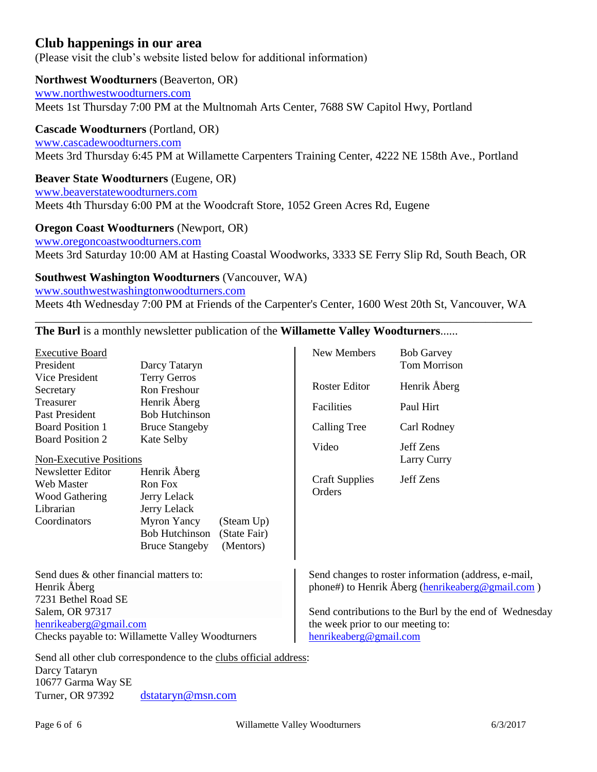## Club happenings in our area

(Please visit the club's website listed below for additional information)

**Northwest Woodturners** (Beaverton, OR)
www.northwestwoodturners.com
Meets 1st Thursday 7:00 PM at the Multnomah Arts Center, 7688 SW Capitol Hwy, Portland

**Cascade Woodturners** (Portland, OR)
www.cascadewoodturners.com
Meets 3rd Thursday 6:45 PM at Willamette Carpenters Training Center, 4222 NE 158th Ave., Portland

**Beaver State Woodturners** (Eugene, OR)
www.beaverstatewoodturners.com
Meets 4th Thursday 6:00 PM at the Woodcraft Store, 1052 Green Acres Rd, Eugene

**Oregon Coast Woodturners** (Newport, OR)
www.oregoncoastwoodturners.com
Meets 3rd Saturday 10:00 AM at Hasting Coastal Woodworks, 3333 SE Ferry Slip Rd, South Beach, OR

**Southwest Washington Woodturners** (Vancouver, WA)
www.southwestwashingtonwoodturners.com
Meets 4th Wednesday 7:00 PM at Friends of the Carpenter's Center, 1600 West 20th St, Vancouver, WA

---

**The Burl** is a monthly newsletter publication of the **Willamette Valley Woodturners**......

| | | |
|---|---|---|
| **Executive Board** | | |
| President | Darcy Tataryn | |
| Vice President | Terry Gerros | |
| Secretary | Ron Freshour | |
| Treasurer | Henrik Åberg | |
| Past President | Bob Hutchinson | |
| Board Position 1 | Bruce Stangeby | |
| Board Position 2 | Kate Selby | |
| **Non-Executive Positions** | | |
| Newsletter Editor | Henrik Åberg | |
| Web Master | Ron Fox | |
| Wood Gathering | Jerry Lelack | |
| Librarian | Jerry Lelack | |
| Coordinators | Myron Yancy | (Steam Up) |
| | Bob Hutchinson | (State Fair) |
| | Bruce Stangeby | (Mentors) |

| | |
|---|---|
| New Members | Bob Garvey<br>Tom Morrison |
| Roster Editor | Henrik Åberg |
| Facilities | Paul Hirt |
| Calling Tree | Carl Rodney |
| Video | Jeff Zens<br>Larry Curry |
| Craft Supplies Orders | Jeff Zens |

Send dues & other financial matters to:
Henrik Åberg
7231 Bethel Road SE
Salem, OR 97317
henrikeaberg@gmail.com
Checks payable to: Willamette Valley Woodturners

Send changes to roster information (address, e-mail, phone#) to Henrik Åberg (henrikeaberg@gmail.com )

Send contributions to the Burl by the end of Wednesday the week prior to our meeting to:
henrikeaberg@gmail.com

Send all other club correspondence to the clubs official address:
Darcy Tataryn
10677 Garma Way SE
Turner, OR 97392 dstataryn@msn.com